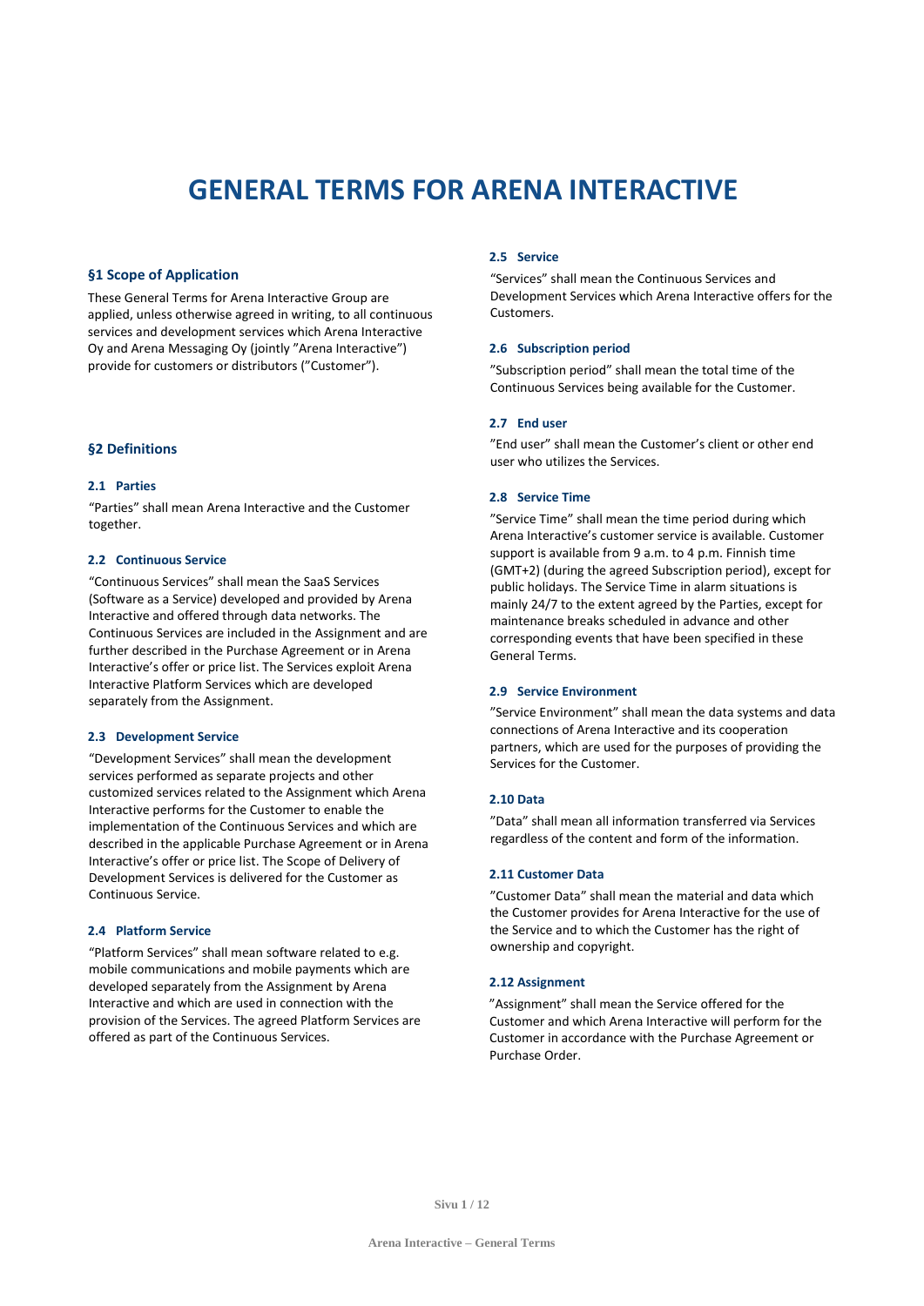# GENERAL TERMS FOR ARENA INTERACTIVE

## §1 Scope of Application

These General Terms for Arena Interactive Group are applied, unless otherwise agreed in writing, to all continuous services and development services which Arena Interactive Oy and Arena Messaging Oy (jointly ”Arena Interactive”) provide for customers or distributors (”Customer”).

## §2 Definitions

### 2.1 Parties

“Parties” shall mean Arena Interactive and the Customer together.

### 2.2 Continuous Service

“Continuous Services” shall mean the SaaS Services (Software as a Service) developed and provided by Arena Interactive and offered through data networks. The Continuous Services are included in the Assignment and are further described in the Purchase Agreement or in Arena Interactive’s offer or price list. The Services exploit Arena Interactive Platform Services which are developed separately from the Assignment.

### 2.3 Development Service

“Development Services” shall mean the development services performed as separate projects and other customized services related to the Assignment which Arena Interactive performs for the Customer to enable the implementation of the Continuous Services and which are described in the applicable Purchase Agreement or in Arena Interactive’s offer or price list. The Scope of Delivery of Development Services is delivered for the Customer as Continuous Service.

### 2.4 Platform Service

“Platform Services” shall mean software related to e.g. mobile communications and mobile payments which are developed separately from the Assignment by Arena Interactive and which are used in connection with the provision of the Services. The agreed Platform Services are offered as part of the Continuous Services.

### 2.5 Service

“Services” shall mean the Continuous Services and Development Services which Arena Interactive offers for the Customers.

### 2.6 Subscription period

”Subscription period” shall mean the total time of the Continuous Services being available for the Customer.

### 2.7 End user

”End user” shall mean the Customer’s client or other end user who utilizes the Services.

### 2.8 Service Time

”Service Time” shall mean the time period during which Arena Interactive’s customer service is available. Customer support is available from 9 a.m. to 4 p.m. Finnish time (GMT+2) (during the agreed Subscription period), except for public holidays. The Service Time in alarm situations is mainly 24/7 to the extent agreed by the Parties, except for maintenance breaks scheduled in advance and other corresponding events that have been specified in these General Terms.

### 2.9 Service Environment

”Service Environment” shall mean the data systems and data connections of Arena Interactive and its cooperation partners, which are used for the purposes of providing the Services for the Customer.

### 2.10 Data

”Data” shall mean all information transferred via Services regardless of the content and form of the information.

### 2.11 Customer Data

”Customer Data” shall mean the material and data which the Customer provides for Arena Interactive for the use of the Service and to which the Customer has the right of ownership and copyright.

### 2.12 Assignment

”Assignment” shall mean the Service offered for the Customer and which Arena Interactive will perform for the Customer in accordance with the Purchase Agreement or Purchase Order.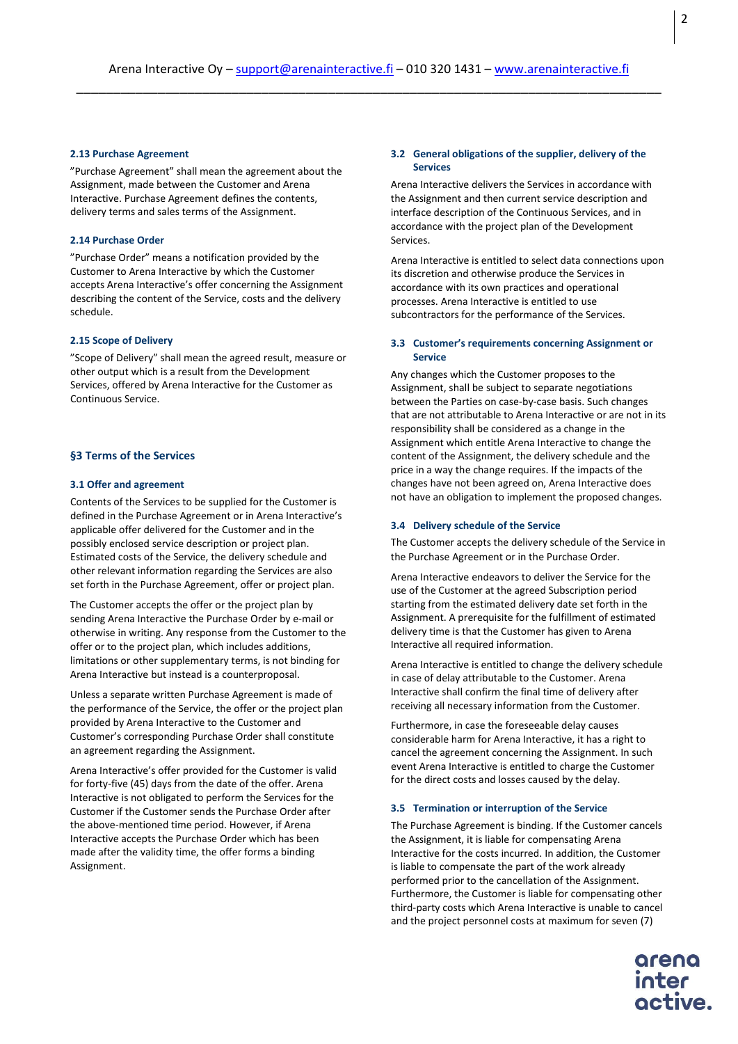#### 2.13 Purchase Agreement

"Purchase Agreement" shall mean the agreement about the Assignment, made between the Customer and Arena Interactive. Purchase Agreement defines the contents, delivery terms and sales terms of the Assignment.

#### 2.14 Purchase Order

"Purchase Order" means a notification provided by the Customer to Arena Interactive by which the Customer accepts Arena Interactive's offer concerning the Assignment describing the content of the Service, costs and the delivery schedule.

#### 2.15 Scope of Delivery

"Scope of Delivery" shall mean the agreed result, measure or other output which is a result from the Development Services, offered by Arena Interactive for the Customer as Continuous Service.

## §3 Terms of the Services

#### 3.1 Offer and agreement

Contents of the Services to be supplied for the Customer is defined in the Purchase Agreement or in Arena Interactive's applicable offer delivered for the Customer and in the possibly enclosed service description or project plan. Estimated costs of the Service, the delivery schedule and other relevant information regarding the Services are also set forth in the Purchase Agreement, offer or project plan.

The Customer accepts the offer or the project plan by sending Arena Interactive the Purchase Order by e-mail or otherwise in writing. Any response from the Customer to the offer or to the project plan, which includes additions, limitations or other supplementary terms, is not binding for Arena Interactive but instead is a counterproposal.

Unless a separate written Purchase Agreement is made of the performance of the Service, the offer or the project plan provided by Arena Interactive to the Customer and Customer's corresponding Purchase Order shall constitute an agreement regarding the Assignment.

Arena Interactive's offer provided for the Customer is valid for forty-five (45) days from the date of the offer. Arena Interactive is not obligated to perform the Services for the Customer if the Customer sends the Purchase Order after the above-mentioned time period. However, if Arena Interactive accepts the Purchase Order which has been made after the validity time, the offer forms a binding Assignment.

#### 3.2 General obligations of the supplier, delivery of the Services

Arena Interactive delivers the Services in accordance with the Assignment and then current service description and interface description of the Continuous Services, and in accordance with the project plan of the Development Services.

Arena Interactive is entitled to select data connections upon its discretion and otherwise produce the Services in accordance with its own practices and operational processes. Arena Interactive is entitled to use subcontractors for the performance of the Services.

#### 3.3 Customer's requirements concerning Assignment or Service

Any changes which the Customer proposes to the Assignment, shall be subject to separate negotiations between the Parties on case-by-case basis. Such changes that are not attributable to Arena Interactive or are not in its responsibility shall be considered as a change in the Assignment which entitle Arena Interactive to change the content of the Assignment, the delivery schedule and the price in a way the change requires. If the impacts of the changes have not been agreed on, Arena Interactive does not have an obligation to implement the proposed changes.

#### 3.4 Delivery schedule of the Service

The Customer accepts the delivery schedule of the Service in the Purchase Agreement or in the Purchase Order.

Arena Interactive endeavors to deliver the Service for the use of the Customer at the agreed Subscription period starting from the estimated delivery date set forth in the Assignment. A prerequisite for the fulfillment of estimated delivery time is that the Customer has given to Arena Interactive all required information.

Arena Interactive is entitled to change the delivery schedule in case of delay attributable to the Customer. Arena Interactive shall confirm the final time of delivery after receiving all necessary information from the Customer.

Furthermore, in case the foreseeable delay causes considerable harm for Arena Interactive, it has a right to cancel the agreement concerning the Assignment. In such event Arena Interactive is entitled to charge the Customer for the direct costs and losses caused by the delay.

#### 3.5 Termination or interruption of the Service

The Purchase Agreement is binding. If the Customer cancels the Assignment, it is liable for compensating Arena Interactive for the costs incurred. In addition, the Customer is liable to compensate the part of the work already performed prior to the cancellation of the Assignment. Furthermore, the Customer is liable for compensating other third-party costs which Arena Interactive is unable to cancel and the project personnel costs at maximum for seven (7)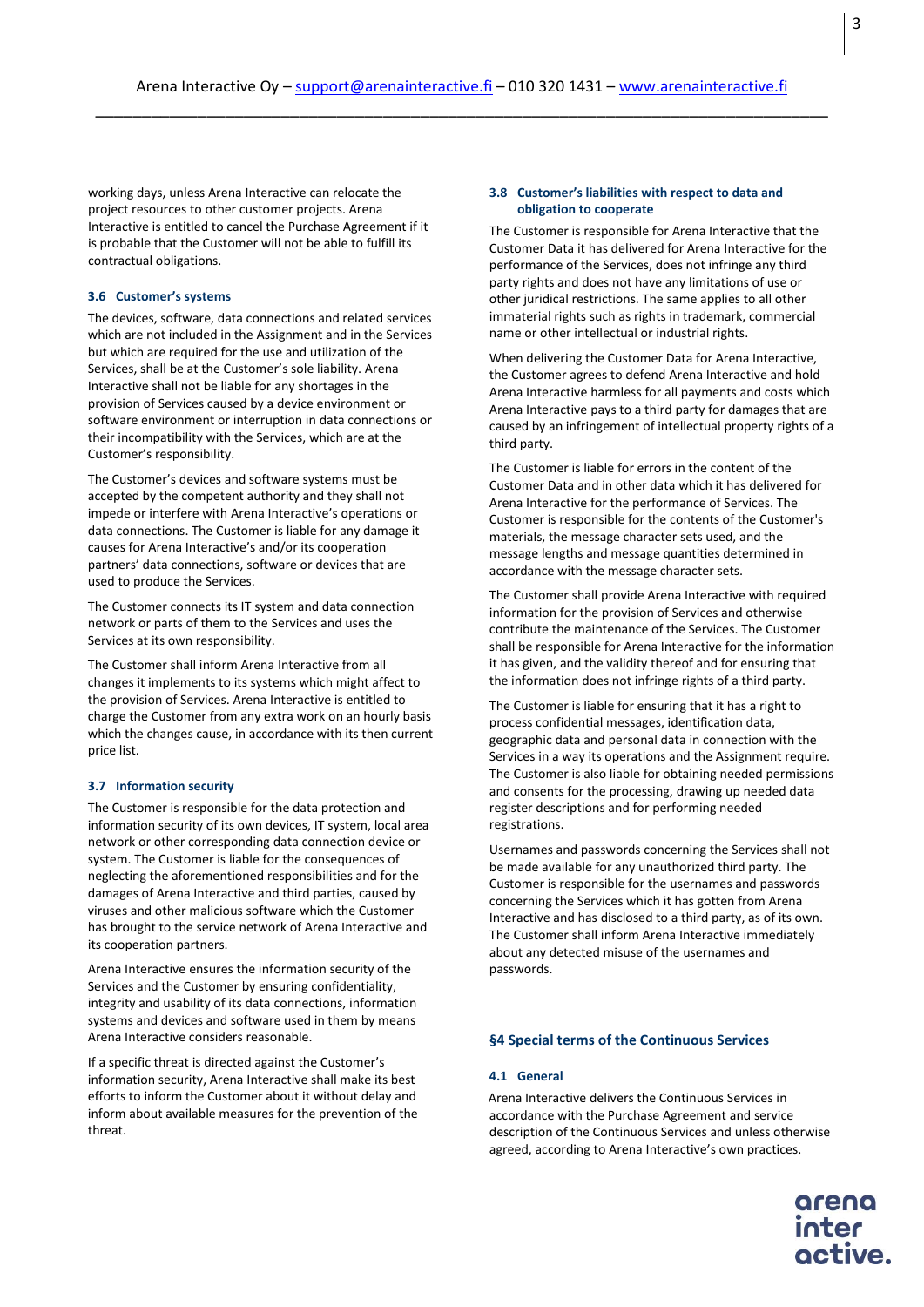working days, unless Arena Interactive can relocate the project resources to other customer projects. Arena Interactive is entitled to cancel the Purchase Agreement if it is probable that the Customer will not be able to fulfill its contractual obligations.

### 3.6 Customer's systems

The devices, software, data connections and related services which are not included in the Assignment and in the Services but which are required for the use and utilization of the Services, shall be at the Customer's sole liability. Arena Interactive shall not be liable for any shortages in the provision of Services caused by a device environment or software environment or interruption in data connections or their incompatibility with the Services, which are at the Customer's responsibility.

The Customer's devices and software systems must be accepted by the competent authority and they shall not impede or interfere with Arena Interactive's operations or data connections. The Customer is liable for any damage it causes for Arena Interactive's and/or its cooperation partners' data connections, software or devices that are used to produce the Services.

The Customer connects its IT system and data connection network or parts of them to the Services and uses the Services at its own responsibility.

The Customer shall inform Arena Interactive from all changes it implements to its systems which might affect to the provision of Services. Arena Interactive is entitled to charge the Customer from any extra work on an hourly basis which the changes cause, in accordance with its then current price list.

### 3.7 Information security

The Customer is responsible for the data protection and information security of its own devices, IT system, local area network or other corresponding data connection device or system. The Customer is liable for the consequences of neglecting the aforementioned responsibilities and for the damages of Arena Interactive and third parties, caused by viruses and other malicious software which the Customer has brought to the service network of Arena Interactive and its cooperation partners.

Arena Interactive ensures the information security of the Services and the Customer by ensuring confidentiality, integrity and usability of its data connections, information systems and devices and software used in them by means Arena Interactive considers reasonable.

If a specific threat is directed against the Customer's information security, Arena Interactive shall make its best efforts to inform the Customer about it without delay and inform about available measures for the prevention of the threat.

### 3.8 Customer's liabilities with respect to data and obligation to cooperate

The Customer is responsible for Arena Interactive that the Customer Data it has delivered for Arena Interactive for the performance of the Services, does not infringe any third party rights and does not have any limitations of use or other juridical restrictions. The same applies to all other immaterial rights such as rights in trademark, commercial name or other intellectual or industrial rights.

When delivering the Customer Data for Arena Interactive, the Customer agrees to defend Arena Interactive and hold Arena Interactive harmless for all payments and costs which Arena Interactive pays to a third party for damages that are caused by an infringement of intellectual property rights of a third party.

The Customer is liable for errors in the content of the Customer Data and in other data which it has delivered for Arena Interactive for the performance of Services. The Customer is responsible for the contents of the Customer's materials, the message character sets used, and the message lengths and message quantities determined in accordance with the message character sets.

The Customer shall provide Arena Interactive with required information for the provision of Services and otherwise contribute the maintenance of the Services. The Customer shall be responsible for Arena Interactive for the information it has given, and the validity thereof and for ensuring that the information does not infringe rights of a third party.

The Customer is liable for ensuring that it has a right to process confidential messages, identification data, geographic data and personal data in connection with the Services in a way its operations and the Assignment require. The Customer is also liable for obtaining needed permissions and consents for the processing, drawing up needed data register descriptions and for performing needed registrations.

Usernames and passwords concerning the Services shall not be made available for any unauthorized third party. The Customer is responsible for the usernames and passwords concerning the Services which it has gotten from Arena Interactive and has disclosed to a third party, as of its own. The Customer shall inform Arena Interactive immediately about any detected misuse of the usernames and passwords.

## §4 Special terms of the Continuous Services

### 4.1 General

Arena Interactive delivers the Continuous Services in accordance with the Purchase Agreement and service description of the Continuous Services and unless otherwise agreed, according to Arena Interactive's own practices.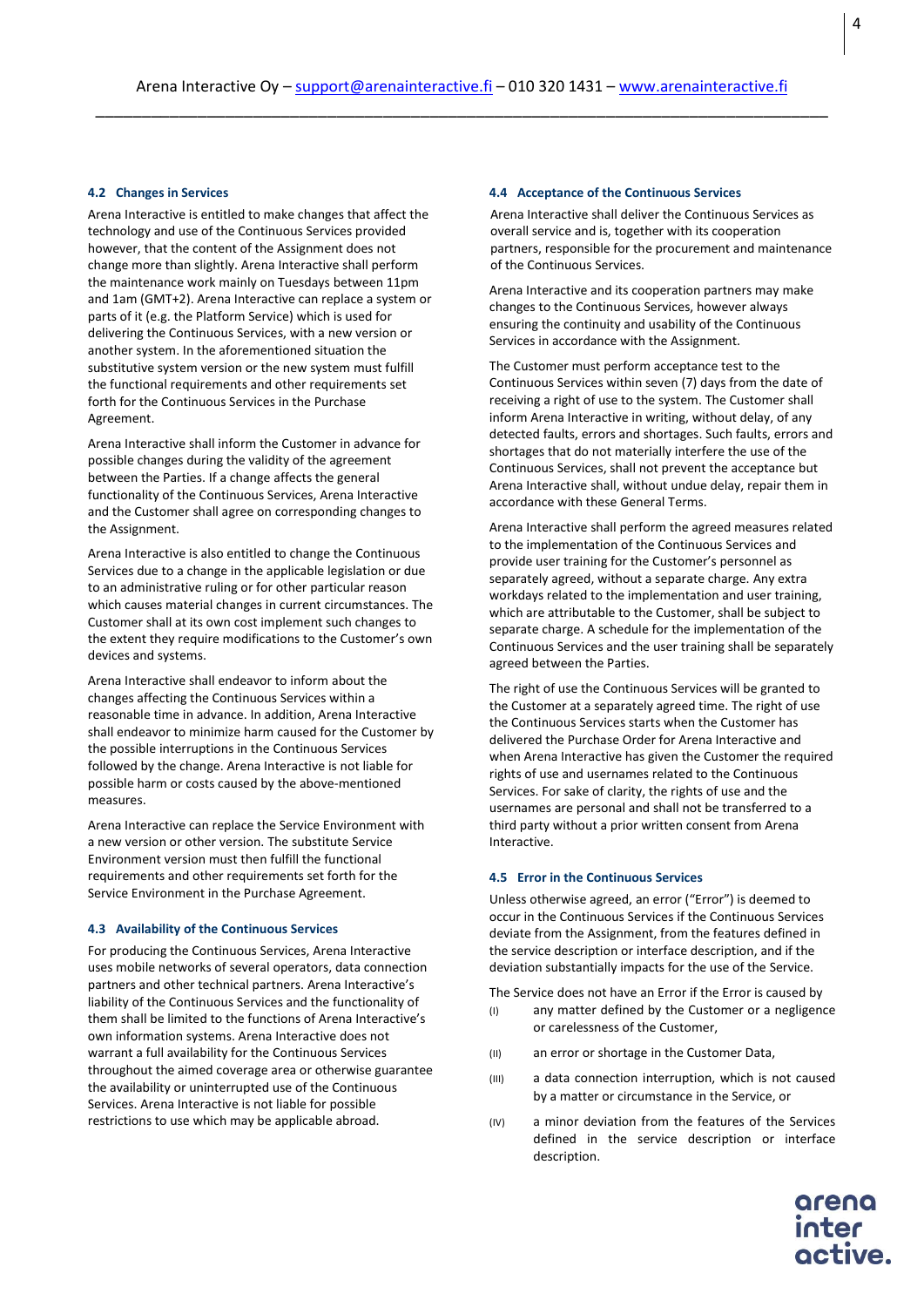### 4.2 Changes in Services

Arena Interactive is entitled to make changes that affect the technology and use of the Continuous Services provided however, that the content of the Assignment does not change more than slightly. Arena Interactive shall perform the maintenance work mainly on Tuesdays between 11pm and 1am (GMT+2). Arena Interactive can replace a system or parts of it (e.g. the Platform Service) which is used for delivering the Continuous Services, with a new version or another system. In the aforementioned situation the substitutive system version or the new system must fulfill the functional requirements and other requirements set forth for the Continuous Services in the Purchase Agreement.

Arena Interactive shall inform the Customer in advance for possible changes during the validity of the agreement between the Parties. If a change affects the general functionality of the Continuous Services, Arena Interactive and the Customer shall agree on corresponding changes to the Assignment.

Arena Interactive is also entitled to change the Continuous Services due to a change in the applicable legislation or due to an administrative ruling or for other particular reason which causes material changes in current circumstances. The Customer shall at its own cost implement such changes to the extent they require modifications to the Customer's own devices and systems.

Arena Interactive shall endeavor to inform about the changes affecting the Continuous Services within a reasonable time in advance. In addition, Arena Interactive shall endeavor to minimize harm caused for the Customer by the possible interruptions in the Continuous Services followed by the change. Arena Interactive is not liable for possible harm or costs caused by the above-mentioned measures.

Arena Interactive can replace the Service Environment with a new version or other version. The substitute Service Environment version must then fulfill the functional requirements and other requirements set forth for the Service Environment in the Purchase Agreement.

### 4.3 Availability of the Continuous Services

For producing the Continuous Services, Arena Interactive uses mobile networks of several operators, data connection partners and other technical partners. Arena Interactive's liability of the Continuous Services and the functionality of them shall be limited to the functions of Arena Interactive's own information systems. Arena Interactive does not warrant a full availability for the Continuous Services throughout the aimed coverage area or otherwise guarantee the availability or uninterrupted use of the Continuous Services. Arena Interactive is not liable for possible restrictions to use which may be applicable abroad.

### 4.4 Acceptance of the Continuous Services

Arena Interactive shall deliver the Continuous Services as overall service and is, together with its cooperation partners, responsible for the procurement and maintenance of the Continuous Services.

Arena Interactive and its cooperation partners may make changes to the Continuous Services, however always ensuring the continuity and usability of the Continuous Services in accordance with the Assignment.

The Customer must perform acceptance test to the Continuous Services within seven (7) days from the date of receiving a right of use to the system. The Customer shall inform Arena Interactive in writing, without delay, of any detected faults, errors and shortages. Such faults, errors and shortages that do not materially interfere the use of the Continuous Services, shall not prevent the acceptance but Arena Interactive shall, without undue delay, repair them in accordance with these General Terms.

Arena Interactive shall perform the agreed measures related to the implementation of the Continuous Services and provide user training for the Customer's personnel as separately agreed, without a separate charge. Any extra workdays related to the implementation and user training, which are attributable to the Customer, shall be subject to separate charge. A schedule for the implementation of the Continuous Services and the user training shall be separately agreed between the Parties.

The right of use the Continuous Services will be granted to the Customer at a separately agreed time. The right of use the Continuous Services starts when the Customer has delivered the Purchase Order for Arena Interactive and when Arena Interactive has given the Customer the required rights of use and usernames related to the Continuous Services. For sake of clarity, the rights of use and the usernames are personal and shall not be transferred to a third party without a prior written consent from Arena Interactive.

### 4.5 Error in the Continuous Services

Unless otherwise agreed, an error ("Error") is deemed to occur in the Continuous Services if the Continuous Services deviate from the Assignment, from the features defined in the service description or interface description, and if the deviation substantially impacts for the use of the Service.

The Service does not have an Error if the Error is caused by

- (I) any matter defined by the Customer or a negligence or carelessness of the Customer,
- (II) an error or shortage in the Customer Data,
- (III) a data connection interruption, which is not caused by a matter or circumstance in the Service, or
- (IV) a minor deviation from the features of the Services defined in the service description or interface description.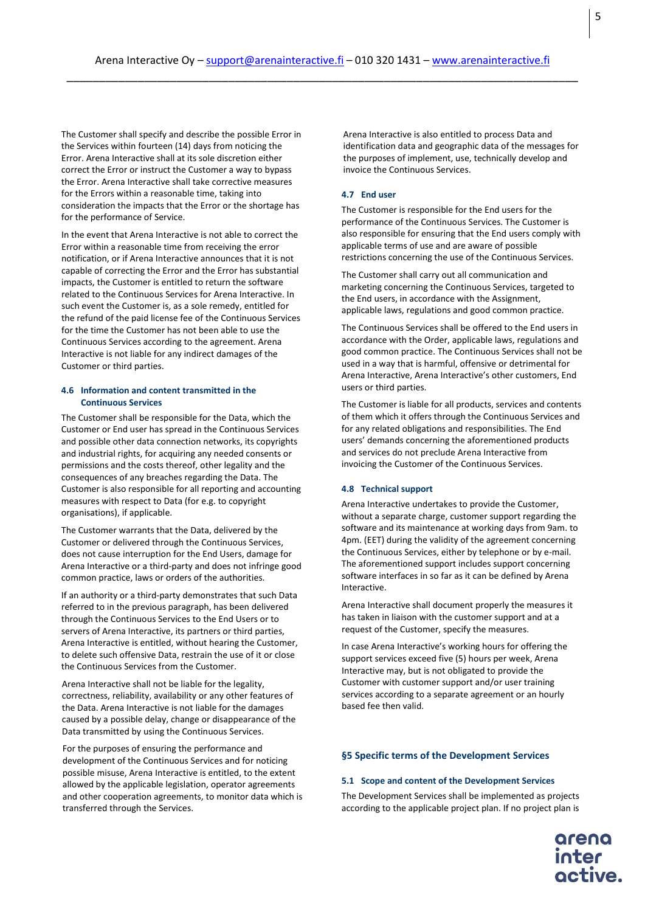The Customer shall specify and describe the possible Error in the Services within fourteen (14) days from noticing the Error. Arena Interactive shall at its sole discretion either correct the Error or instruct the Customer a way to bypass the Error. Arena Interactive shall take corrective measures for the Errors within a reasonable time, taking into consideration the impacts that the Error or the shortage has for the performance of Service.

In the event that Arena Interactive is not able to correct the Error within a reasonable time from receiving the error notification, or if Arena Interactive announces that it is not capable of correcting the Error and the Error has substantial impacts, the Customer is entitled to return the software related to the Continuous Services for Arena Interactive. In such event the Customer is, as a sole remedy, entitled for the refund of the paid license fee of the Continuous Services for the time the Customer has not been able to use the Continuous Services according to the agreement. Arena Interactive is not liable for any indirect damages of the Customer or third parties.

### 4.6 Information and content transmitted in the Continuous Services

The Customer shall be responsible for the Data, which the Customer or End user has spread in the Continuous Services and possible other data connection networks, its copyrights and industrial rights, for acquiring any needed consents or permissions and the costs thereof, other legality and the consequences of any breaches regarding the Data. The Customer is also responsible for all reporting and accounting measures with respect to Data (for e.g. to copyright organisations), if applicable.

The Customer warrants that the Data, delivered by the Customer or delivered through the Continuous Services, does not cause interruption for the End Users, damage for Arena Interactive or a third-party and does not infringe good common practice, laws or orders of the authorities.

If an authority or a third-party demonstrates that such Data referred to in the previous paragraph, has been delivered through the Continuous Services to the End Users or to servers of Arena Interactive, its partners or third parties, Arena Interactive is entitled, without hearing the Customer, to delete such offensive Data, restrain the use of it or close the Continuous Services from the Customer.

Arena Interactive shall not be liable for the legality, correctness, reliability, availability or any other features of the Data. Arena Interactive is not liable for the damages caused by a possible delay, change or disappearance of the Data transmitted by using the Continuous Services.

For the purposes of ensuring the performance and development of the Continuous Services and for noticing possible misuse, Arena Interactive is entitled, to the extent allowed by the applicable legislation, operator agreements and other cooperation agreements, to monitor data which is transferred through the Services.

Arena Interactive is also entitled to process Data and identification data and geographic data of the messages for the purposes of implement, use, technically develop and invoice the Continuous Services.

### 4.7 End user

The Customer is responsible for the End users for the performance of the Continuous Services. The Customer is also responsible for ensuring that the End users comply with applicable terms of use and are aware of possible restrictions concerning the use of the Continuous Services.

The Customer shall carry out all communication and marketing concerning the Continuous Services, targeted to the End users, in accordance with the Assignment, applicable laws, regulations and good common practice.

The Continuous Services shall be offered to the End users in accordance with the Order, applicable laws, regulations and good common practice. The Continuous Services shall not be used in a way that is harmful, offensive or detrimental for Arena Interactive, Arena Interactive's other customers, End users or third parties.

The Customer is liable for all products, services and contents of them which it offers through the Continuous Services and for any related obligations and responsibilities. The End users' demands concerning the aforementioned products and services do not preclude Arena Interactive from invoicing the Customer of the Continuous Services.

### 4.8 Technical support

Arena Interactive undertakes to provide the Customer, without a separate charge, customer support regarding the software and its maintenance at working days from 9am. to 4pm. (EET) during the validity of the agreement concerning the Continuous Services, either by telephone or by e-mail. The aforementioned support includes support concerning software interfaces in so far as it can be defined by Arena Interactive.

Arena Interactive shall document properly the measures it has taken in liaison with the customer support and at a request of the Customer, specify the measures.

In case Arena Interactive's working hours for offering the support services exceed five (5) hours per week, Arena Interactive may, but is not obligated to provide the Customer with customer support and/or user training services according to a separate agreement or an hourly based fee then valid.

## §5 Specific terms of the Development Services

### 5.1 Scope and content of the Development Services

The Development Services shall be implemented as projects according to the applicable project plan. If no project plan is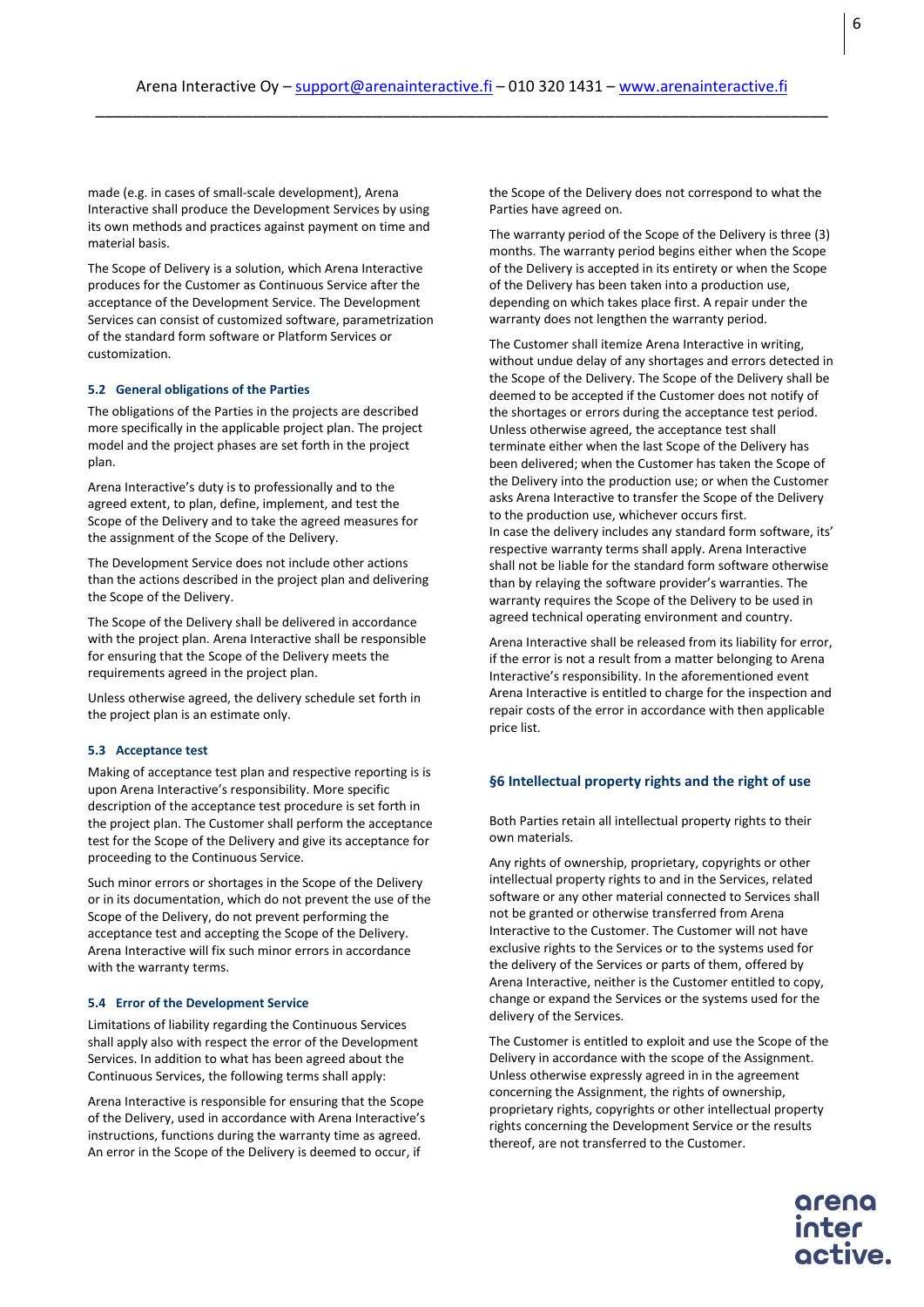made (e.g. in cases of small-scale development), Arena Interactive shall produce the Development Services by using its own methods and practices against payment on time and material basis.

The Scope of Delivery is a solution, which Arena Interactive produces for the Customer as Continuous Service after the acceptance of the Development Service. The Development Services can consist of customized software, parametrization of the standard form software or Platform Services or customization.

### 5.2 General obligations of the Parties

The obligations of the Parties in the projects are described more specifically in the applicable project plan. The project model and the project phases are set forth in the project plan.

Arena Interactive's duty is to professionally and to the agreed extent, to plan, define, implement, and test the Scope of the Delivery and to take the agreed measures for the assignment of the Scope of the Delivery.

The Development Service does not include other actions than the actions described in the project plan and delivering the Scope of the Delivery.

The Scope of the Delivery shall be delivered in accordance with the project plan. Arena Interactive shall be responsible for ensuring that the Scope of the Delivery meets the requirements agreed in the project plan.

Unless otherwise agreed, the delivery schedule set forth in the project plan is an estimate only.

### 5.3 Acceptance test

Making of acceptance test plan and respective reporting is is upon Arena Interactive's responsibility. More specific description of the acceptance test procedure is set forth in the project plan. The Customer shall perform the acceptance test for the Scope of the Delivery and give its acceptance for proceeding to the Continuous Service.

Such minor errors or shortages in the Scope of the Delivery or in its documentation, which do not prevent the use of the Scope of the Delivery, do not prevent performing the acceptance test and accepting the Scope of the Delivery. Arena Interactive will fix such minor errors in accordance with the warranty terms.

### 5.4 Error of the Development Service

Limitations of liability regarding the Continuous Services shall apply also with respect the error of the Development Services. In addition to what has been agreed about the Continuous Services, the following terms shall apply:

Arena Interactive is responsible for ensuring that the Scope of the Delivery, used in accordance with Arena Interactive's instructions, functions during the warranty time as agreed. An error in the Scope of the Delivery is deemed to occur, if the Scope of the Delivery does not correspond to what the Parties have agreed on.

The warranty period of the Scope of the Delivery is three (3) months. The warranty period begins either when the Scope of the Delivery is accepted in its entirety or when the Scope of the Delivery has been taken into a production use, depending on which takes place first. A repair under the warranty does not lengthen the warranty period.

The Customer shall itemize Arena Interactive in writing, without undue delay of any shortages and errors detected in the Scope of the Delivery. The Scope of the Delivery shall be deemed to be accepted if the Customer does not notify of the shortages or errors during the acceptance test period. Unless otherwise agreed, the acceptance test shall terminate either when the last Scope of the Delivery has been delivered; when the Customer has taken the Scope of the Delivery into the production use; or when the Customer asks Arena Interactive to transfer the Scope of the Delivery to the production use, whichever occurs first.
In case the delivery includes any standard form software, its' respective warranty terms shall apply. Arena Interactive shall not be liable for the standard form software otherwise than by relaying the software provider's warranties. The warranty requires the Scope of the Delivery to be used in agreed technical operating environment and country.

Arena Interactive shall be released from its liability for error, if the error is not a result from a matter belonging to Arena Interactive's responsibility. In the aforementioned event Arena Interactive is entitled to charge for the inspection and repair costs of the error in accordance with then applicable price list.

## §6 Intellectual property rights and the right of use

Both Parties retain all intellectual property rights to their own materials.

Any rights of ownership, proprietary, copyrights or other intellectual property rights to and in the Services, related software or any other material connected to Services shall not be granted or otherwise transferred from Arena Interactive to the Customer. The Customer will not have exclusive rights to the Services or to the systems used for the delivery of the Services or parts of them, offered by Arena Interactive, neither is the Customer entitled to copy, change or expand the Services or the systems used for the delivery of the Services.

The Customer is entitled to exploit and use the Scope of the Delivery in accordance with the scope of the Assignment. Unless otherwise expressly agreed in in the agreement concerning the Assignment, the rights of ownership, proprietary rights, copyrights or other intellectual property rights concerning the Development Service or the results thereof, are not transferred to the Customer.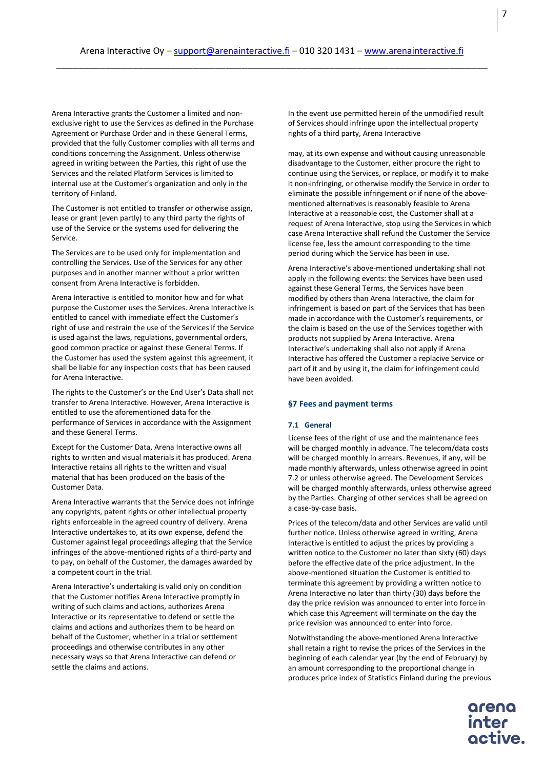Arena Interactive grants the Customer a limited and non-exclusive right to use the Services as defined in the Purchase Agreement or Purchase Order and in these General Terms, provided that the fully Customer complies with all terms and conditions concerning the Assignment. Unless otherwise agreed in writing between the Parties, this right of use the Services and the related Platform Services is limited to internal use at the Customer's organization and only in the territory of Finland.

The Customer is not entitled to transfer or otherwise assign, lease or grant (even partly) to any third party the rights of use of the Service or the systems used for delivering the Service.

The Services are to be used only for implementation and controlling the Services. Use of the Services for any other purposes and in another manner without a prior written consent from Arena Interactive is forbidden.

Arena Interactive is entitled to monitor how and for what purpose the Customer uses the Services. Arena Interactive is entitled to cancel with immediate effect the Customer's right of use and restrain the use of the Services if the Service is used against the laws, regulations, governmental orders, good common practice or against these General Terms. If the Customer has used the system against this agreement, it shall be liable for any inspection costs that has been caused for Arena Interactive.

The rights to the Customer's or the End User's Data shall not transfer to Arena Interactive. However, Arena Interactive is entitled to use the aforementioned data for the performance of Services in accordance with the Assignment and these General Terms.

Except for the Customer Data, Arena Interactive owns all rights to written and visual materials it has produced. Arena Interactive retains all rights to the written and visual material that has been produced on the basis of the Customer Data.

Arena Interactive warrants that the Service does not infringe any copyrights, patent rights or other intellectual property rights enforceable in the agreed country of delivery. Arena Interactive undertakes to, at its own expense, defend the Customer against legal proceedings alleging that the Service infringes of the above-mentioned rights of a third-party and to pay, on behalf of the Customer, the damages awarded by a competent court in the trial.

Arena Interactive's undertaking is valid only on condition that the Customer notifies Arena Interactive promptly in writing of such claims and actions, authorizes Arena Interactive or its representative to defend or settle the claims and actions and authorizes them to be heard on behalf of the Customer, whether in a trial or settlement proceedings and otherwise contributes in any other necessary ways so that Arena Interactive can defend or settle the claims and actions.

In the event use permitted herein of the unmodified result of Services should infringe upon the intellectual property rights of a third party, Arena Interactive

may, at its own expense and without causing unreasonable disadvantage to the Customer, either procure the right to continue using the Services, or replace, or modify it to make it non-infringing, or otherwise modify the Service in order to eliminate the possible infringement or if none of the above-mentioned alternatives is reasonably feasible to Arena Interactive at a reasonable cost, the Customer shall at a request of Arena Interactive, stop using the Services in which case Arena Interactive shall refund the Customer the Service license fee, less the amount corresponding to the time period during which the Service has been in use.

Arena Interactive's above-mentioned undertaking shall not apply in the following events: the Services have been used against these General Terms, the Services have been modified by others than Arena Interactive, the claim for infringement is based on part of the Services that has been made in accordance with the Customer's requirements, or the claim is based on the use of the Services together with products not supplied by Arena Interactive. Arena Interactive's undertaking shall also not apply if Arena Interactive has offered the Customer a replacive Service or part of it and by using it, the claim for infringement could have been avoided.

## §7 Fees and payment terms

### 7.1 General

License fees of the right of use and the maintenance fees will be charged monthly in advance. The telecom/data costs will be charged monthly in arrears. Revenues, if any, will be made monthly afterwards, unless otherwise agreed in point 7.2 or unless otherwise agreed. The Development Services will be charged monthly afterwards, unless otherwise agreed by the Parties. Charging of other services shall be agreed on a case-by-case basis.

Prices of the telecom/data and other Services are valid until further notice. Unless otherwise agreed in writing, Arena Interactive is entitled to adjust the prices by providing a written notice to the Customer no later than sixty (60) days before the effective date of the price adjustment. In the above-mentioned situation the Customer is entitled to terminate this agreement by providing a written notice to Arena Interactive no later than thirty (30) days before the day the price revision was announced to enter into force in which case this Agreement will terminate on the day the price revision was announced to enter into force.

Notwithstanding the above-mentioned Arena Interactive shall retain a right to revise the prices of the Services in the beginning of each calendar year (by the end of February) by an amount corresponding to the proportional change in produces price index of Statistics Finland during the previous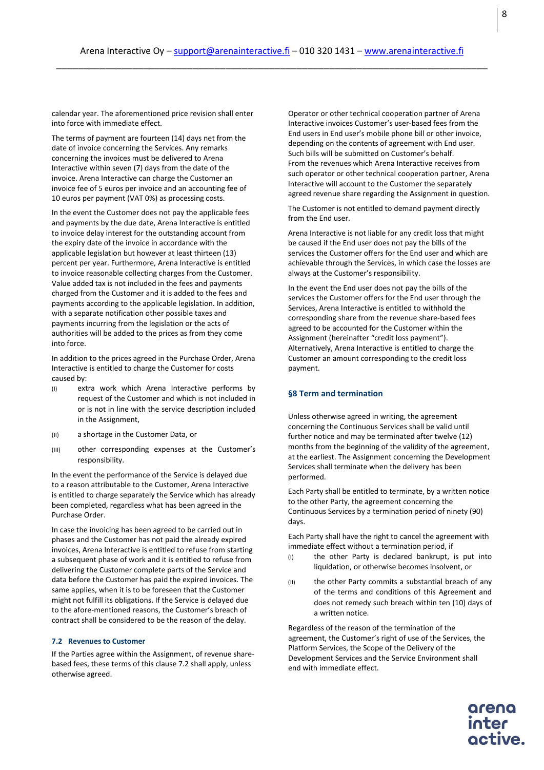calendar year. The aforementioned price revision shall enter into force with immediate effect.

The terms of payment are fourteen (14) days net from the date of invoice concerning the Services. Any remarks concerning the invoices must be delivered to Arena Interactive within seven (7) days from the date of the invoice. Arena Interactive can charge the Customer an invoice fee of 5 euros per invoice and an accounting fee of 10 euros per payment (VAT 0%) as processing costs.

In the event the Customer does not pay the applicable fees and payments by the due date, Arena Interactive is entitled to invoice delay interest for the outstanding account from the expiry date of the invoice in accordance with the applicable legislation but however at least thirteen (13) percent per year. Furthermore, Arena Interactive is entitled to invoice reasonable collecting charges from the Customer. Value added tax is not included in the fees and payments charged from the Customer and it is added to the fees and payments according to the applicable legislation. In addition, with a separate notification other possible taxes and payments incurring from the legislation or the acts of authorities will be added to the prices as from they come into force.

In addition to the prices agreed in the Purchase Order, Arena Interactive is entitled to charge the Customer for costs caused by:

(I) extra work which Arena Interactive performs by request of the Customer and which is not included in or is not in line with the service description included in the Assignment,

(II) a shortage in the Customer Data, or

(III) other corresponding expenses at the Customer's responsibility.

In the event the performance of the Service is delayed due to a reason attributable to the Customer, Arena Interactive is entitled to charge separately the Service which has already been completed, regardless what has been agreed in the Purchase Order.

In case the invoicing has been agreed to be carried out in phases and the Customer has not paid the already expired invoices, Arena Interactive is entitled to refuse from starting a subsequent phase of work and it is entitled to refuse from delivering the Customer complete parts of the Service and data before the Customer has paid the expired invoices. The same applies, when it is to be foreseen that the Customer might not fulfill its obligations. If the Service is delayed due to the afore-mentioned reasons, the Customer's breach of contract shall be considered to be the reason of the delay.

#### 7.2 Revenues to Customer

If the Parties agree within the Assignment, of revenue share-based fees, these terms of this clause 7.2 shall apply, unless otherwise agreed.

Operator or other technical cooperation partner of Arena Interactive invoices Customer's user-based fees from the End users in End user's mobile phone bill or other invoice, depending on the contents of agreement with End user. Such bills will be submitted on Customer's behalf. From the revenues which Arena Interactive receives from such operator or other technical cooperation partner, Arena Interactive will account to the Customer the separately agreed revenue share regarding the Assignment in question.

The Customer is not entitled to demand payment directly from the End user.

Arena Interactive is not liable for any credit loss that might be caused if the End user does not pay the bills of the services the Customer offers for the End user and which are achievable through the Services, in which case the losses are always at the Customer's responsibility.

In the event the End user does not pay the bills of the services the Customer offers for the End user through the Services, Arena Interactive is entitled to withhold the corresponding share from the revenue share-based fees agreed to be accounted for the Customer within the Assignment (hereinafter "credit loss payment"). Alternatively, Arena Interactive is entitled to charge the Customer an amount corresponding to the credit loss payment.

### §8 Term and termination

Unless otherwise agreed in writing, the agreement concerning the Continuous Services shall be valid until further notice and may be terminated after twelve (12) months from the beginning of the validity of the agreement, at the earliest. The Assignment concerning the Development Services shall terminate when the delivery has been performed.

Each Party shall be entitled to terminate, by a written notice to the other Party, the agreement concerning the Continuous Services by a termination period of ninety (90) days.

Each Party shall have the right to cancel the agreement with immediate effect without a termination period, if

(I) the other Party is declared bankrupt, is put into liquidation, or otherwise becomes insolvent, or

(II) the other Party commits a substantial breach of any of the terms and conditions of this Agreement and does not remedy such breach within ten (10) days of a written notice.

Regardless of the reason of the termination of the agreement, the Customer's right of use of the Services, the Platform Services, the Scope of the Delivery of the Development Services and the Service Environment shall end with immediate effect.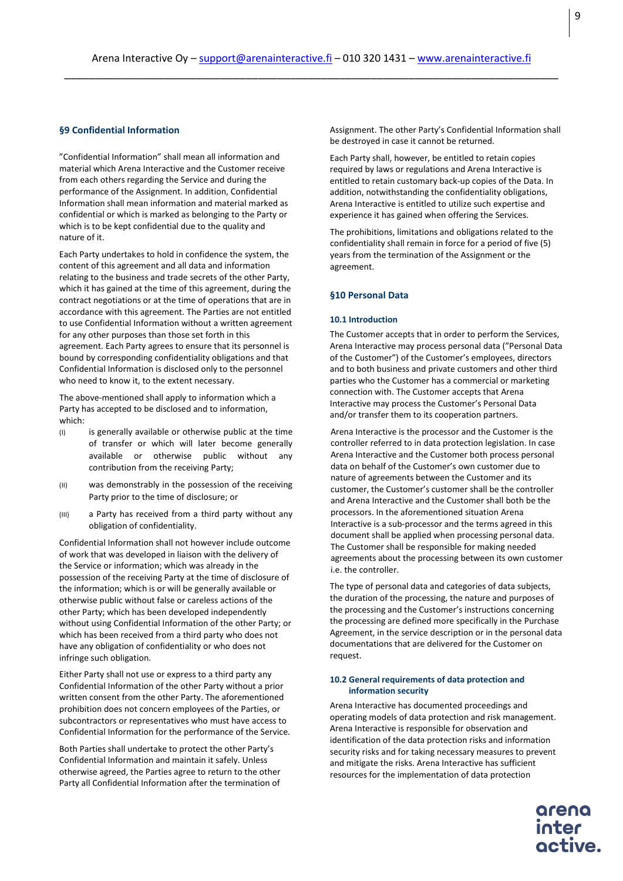## §9 Confidential Information

"Confidential Information" shall mean all information and material which Arena Interactive and the Customer receive from each others regarding the Service and during the performance of the Assignment. In addition, Confidential Information shall mean information and material marked as confidential or which is marked as belonging to the Party or which is to be kept confidential due to the quality and nature of it.

Each Party undertakes to hold in confidence the system, the content of this agreement and all data and information relating to the business and trade secrets of the other Party, which it has gained at the time of this agreement, during the contract negotiations or at the time of operations that are in accordance with this agreement. The Parties are not entitled to use Confidential Information without a written agreement for any other purposes than those set forth in this agreement. Each Party agrees to ensure that its personnel is bound by corresponding confidentiality obligations and that Confidential Information is disclosed only to the personnel who need to know it, to the extent necessary.

The above-mentioned shall apply to information which a Party has accepted to be disclosed and to information, which:

(I) is generally available or otherwise public at the time of transfer or which will later become generally available or otherwise public without any contribution from the receiving Party;

(II) was demonstrably in the possession of the receiving Party prior to the time of disclosure; or

(III) a Party has received from a third party without any obligation of confidentiality.

Confidential Information shall not however include outcome of work that was developed in liaison with the delivery of the Service or information; which was already in the possession of the receiving Party at the time of disclosure of the information; which is or will be generally available or otherwise public without false or careless actions of the other Party; which has been developed independently without using Confidential Information of the other Party; or which has been received from a third party who does not have any obligation of confidentiality or who does not infringe such obligation.

Either Party shall not use or express to a third party any Confidential Information of the other Party without a prior written consent from the other Party. The aforementioned prohibition does not concern employees of the Parties, or subcontractors or representatives who must have access to Confidential Information for the performance of the Service.

Both Parties shall undertake to protect the other Party's Confidential Information and maintain it safely. Unless otherwise agreed, the Parties agree to return to the other Party all Confidential Information after the termination of Assignment. The other Party's Confidential Information shall be destroyed in case it cannot be returned.

Each Party shall, however, be entitled to retain copies required by laws or regulations and Arena Interactive is entitled to retain customary back-up copies of the Data. In addition, notwithstanding the confidentiality obligations, Arena Interactive is entitled to utilize such expertise and experience it has gained when offering the Services.

The prohibitions, limitations and obligations related to the confidentiality shall remain in force for a period of five (5) years from the termination of the Assignment or the agreement.

## §10 Personal Data

### 10.1 Introduction

The Customer accepts that in order to perform the Services, Arena Interactive may process personal data ("Personal Data of the Customer") of the Customer's employees, directors and to both business and private customers and other third parties who the Customer has a commercial or marketing connection with. The Customer accepts that Arena Interactive may process the Customer's Personal Data and/or transfer them to its cooperation partners.

Arena Interactive is the processor and the Customer is the controller referred to in data protection legislation. In case Arena Interactive and the Customer both process personal data on behalf of the Customer's own customer due to nature of agreements between the Customer and its customer, the Customer's customer shall be the controller and Arena Interactive and the Customer shall both be the processors. In the aforementioned situation Arena Interactive is a sub-processor and the terms agreed in this document shall be applied when processing personal data. The Customer shall be responsible for making needed agreements about the processing between its own customer i.e. the controller.

The type of personal data and categories of data subjects, the duration of the processing, the nature and purposes of the processing and the Customer's instructions concerning the processing are defined more specifically in the Purchase Agreement, in the service description or in the personal data documentations that are delivered for the Customer on request.

### 10.2 General requirements of data protection and information security

Arena Interactive has documented proceedings and operating models of data protection and risk management. Arena Interactive is responsible for observation and identification of the data protection risks and information security risks and for taking necessary measures to prevent and mitigate the risks. Arena Interactive has sufficient resources for the implementation of data protection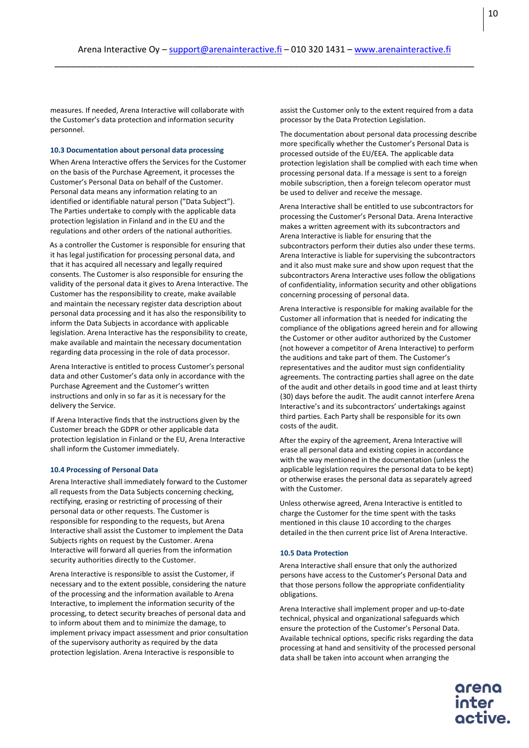measures. If needed, Arena Interactive will collaborate with the Customer's data protection and information security personnel.

### 10.3 Documentation about personal data processing

When Arena Interactive offers the Services for the Customer on the basis of the Purchase Agreement, it processes the Customer's Personal Data on behalf of the Customer. Personal data means any information relating to an identified or identifiable natural person ("Data Subject"). The Parties undertake to comply with the applicable data protection legislation in Finland and in the EU and the regulations and other orders of the national authorities.

As a controller the Customer is responsible for ensuring that it has legal justification for processing personal data, and that it has acquired all necessary and legally required consents. The Customer is also responsible for ensuring the validity of the personal data it gives to Arena Interactive. The Customer has the responsibility to create, make available and maintain the necessary register data description about personal data processing and it has also the responsibility to inform the Data Subjects in accordance with applicable legislation. Arena Interactive has the responsibility to create, make available and maintain the necessary documentation regarding data processing in the role of data processor.

Arena Interactive is entitled to process Customer's personal data and other Customer's data only in accordance with the Purchase Agreement and the Customer's written instructions and only in so far as it is necessary for the delivery the Service.

If Arena Interactive finds that the instructions given by the Customer breach the GDPR or other applicable data protection legislation in Finland or the EU, Arena Interactive shall inform the Customer immediately.

### 10.4 Processing of Personal Data

Arena Interactive shall immediately forward to the Customer all requests from the Data Subjects concerning checking, rectifying, erasing or restricting of processing of their personal data or other requests. The Customer is responsible for responding to the requests, but Arena Interactive shall assist the Customer to implement the Data Subjects rights on request by the Customer. Arena Interactive will forward all queries from the information security authorities directly to the Customer.

Arena Interactive is responsible to assist the Customer, if necessary and to the extent possible, considering the nature of the processing and the information available to Arena Interactive, to implement the information security of the processing, to detect security breaches of personal data and to inform about them and to minimize the damage, to implement privacy impact assessment and prior consultation of the supervisory authority as required by the data protection legislation. Arena Interactive is responsible to assist the Customer only to the extent required from a data processor by the Data Protection Legislation.

The documentation about personal data processing describe more specifically whether the Customer's Personal Data is processed outside of the EU/EEA. The applicable data protection legislation shall be complied with each time when processing personal data. If a message is sent to a foreign mobile subscription, then a foreign telecom operator must be used to deliver and receive the message.

Arena Interactive shall be entitled to use subcontractors for processing the Customer's Personal Data. Arena Interactive makes a written agreement with its subcontractors and Arena Interactive is liable for ensuring that the subcontractors perform their duties also under these terms. Arena Interactive is liable for supervising the subcontractors and it also must make sure and show upon request that the subcontractors Arena Interactive uses follow the obligations of confidentiality, information security and other obligations concerning processing of personal data.

Arena Interactive is responsible for making available for the Customer all information that is needed for indicating the compliance of the obligations agreed herein and for allowing the Customer or other auditor authorized by the Customer (not however a competitor of Arena Interactive) to perform the auditions and take part of them. The Customer's representatives and the auditor must sign confidentiality agreements. The contracting parties shall agree on the date of the audit and other details in good time and at least thirty (30) days before the audit. The audit cannot interfere Arena Interactive's and its subcontractors' undertakings against third parties. Each Party shall be responsible for its own costs of the audit.

After the expiry of the agreement, Arena Interactive will erase all personal data and existing copies in accordance with the way mentioned in the documentation (unless the applicable legislation requires the personal data to be kept) or otherwise erases the personal data as separately agreed with the Customer.

Unless otherwise agreed, Arena Interactive is entitled to charge the Customer for the time spent with the tasks mentioned in this clause 10 according to the charges detailed in the then current price list of Arena Interactive.

### 10.5 Data Protection

Arena Interactive shall ensure that only the authorized persons have access to the Customer's Personal Data and that those persons follow the appropriate confidentiality obligations.

Arena Interactive shall implement proper and up-to-date technical, physical and organizational safeguards which ensure the protection of the Customer's Personal Data. Available technical options, specific risks regarding the data processing at hand and sensitivity of the processed personal data shall be taken into account when arranging the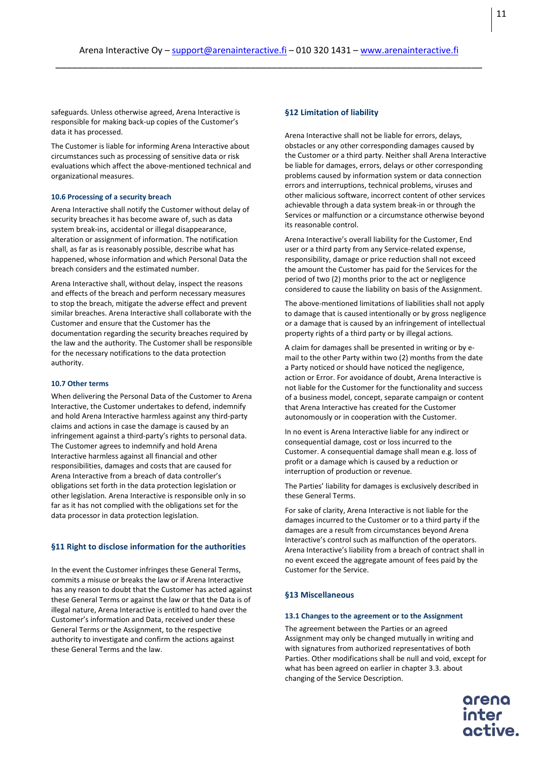safeguards. Unless otherwise agreed, Arena Interactive is responsible for making back-up copies of the Customer's data it has processed.

The Customer is liable for informing Arena Interactive about circumstances such as processing of sensitive data or risk evaluations which affect the above-mentioned technical and organizational measures.

#### 10.6 Processing of a security breach

Arena Interactive shall notify the Customer without delay of security breaches it has become aware of, such as data system break-ins, accidental or illegal disappearance, alteration or assignment of information. The notification shall, as far as is reasonably possible, describe what has happened, whose information and which Personal Data the breach considers and the estimated number.

Arena Interactive shall, without delay, inspect the reasons and effects of the breach and perform necessary measures to stop the breach, mitigate the adverse effect and prevent similar breaches. Arena Interactive shall collaborate with the Customer and ensure that the Customer has the documentation regarding the security breaches required by the law and the authority. The Customer shall be responsible for the necessary notifications to the data protection authority.

#### 10.7 Other terms

When delivering the Personal Data of the Customer to Arena Interactive, the Customer undertakes to defend, indemnify and hold Arena Interactive harmless against any third-party claims and actions in case the damage is caused by an infringement against a third-party's rights to personal data. The Customer agrees to indemnify and hold Arena Interactive harmless against all financial and other responsibilities, damages and costs that are caused for Arena Interactive from a breach of data controller's obligations set forth in the data protection legislation or other legislation. Arena Interactive is responsible only in so far as it has not complied with the obligations set for the data processor in data protection legislation.

### §11 Right to disclose information for the authorities

In the event the Customer infringes these General Terms, commits a misuse or breaks the law or if Arena Interactive has any reason to doubt that the Customer has acted against these General Terms or against the law or that the Data is of illegal nature, Arena Interactive is entitled to hand over the Customer's information and Data, received under these General Terms or the Assignment, to the respective authority to investigate and confirm the actions against these General Terms and the law.

### §12 Limitation of liability

Arena Interactive shall not be liable for errors, delays, obstacles or any other corresponding damages caused by the Customer or a third party. Neither shall Arena Interactive be liable for damages, errors, delays or other corresponding problems caused by information system or data connection errors and interruptions, technical problems, viruses and other malicious software, incorrect content of other services achievable through a data system break-in or through the Services or malfunction or a circumstance otherwise beyond its reasonable control.

Arena Interactive's overall liability for the Customer, End user or a third party from any Service-related expense, responsibility, damage or price reduction shall not exceed the amount the Customer has paid for the Services for the period of two (2) months prior to the act or negligence considered to cause the liability on basis of the Assignment.

The above-mentioned limitations of liabilities shall not apply to damage that is caused intentionally or by gross negligence or a damage that is caused by an infringement of intellectual property rights of a third party or by illegal actions.

A claim for damages shall be presented in writing or by e-mail to the other Party within two (2) months from the date a Party noticed or should have noticed the negligence, action or Error. For avoidance of doubt, Arena Interactive is not liable for the Customer for the functionality and success of a business model, concept, separate campaign or content that Arena Interactive has created for the Customer autonomously or in cooperation with the Customer.

In no event is Arena Interactive liable for any indirect or consequential damage, cost or loss incurred to the Customer. A consequential damage shall mean e.g. loss of profit or a damage which is caused by a reduction or interruption of production or revenue.

The Parties' liability for damages is exclusively described in these General Terms.

For sake of clarity, Arena Interactive is not liable for the damages incurred to the Customer or to a third party if the damages are a result from circumstances beyond Arena Interactive's control such as malfunction of the operators. Arena Interactive's liability from a breach of contract shall in no event exceed the aggregate amount of fees paid by the Customer for the Service.

### §13 Miscellaneous

#### 13.1 Changes to the agreement or to the Assignment

The agreement between the Parties or an agreed Assignment may only be changed mutually in writing and with signatures from authorized representatives of both Parties. Other modifications shall be null and void, except for what has been agreed on earlier in chapter 3.3. about changing of the Service Description.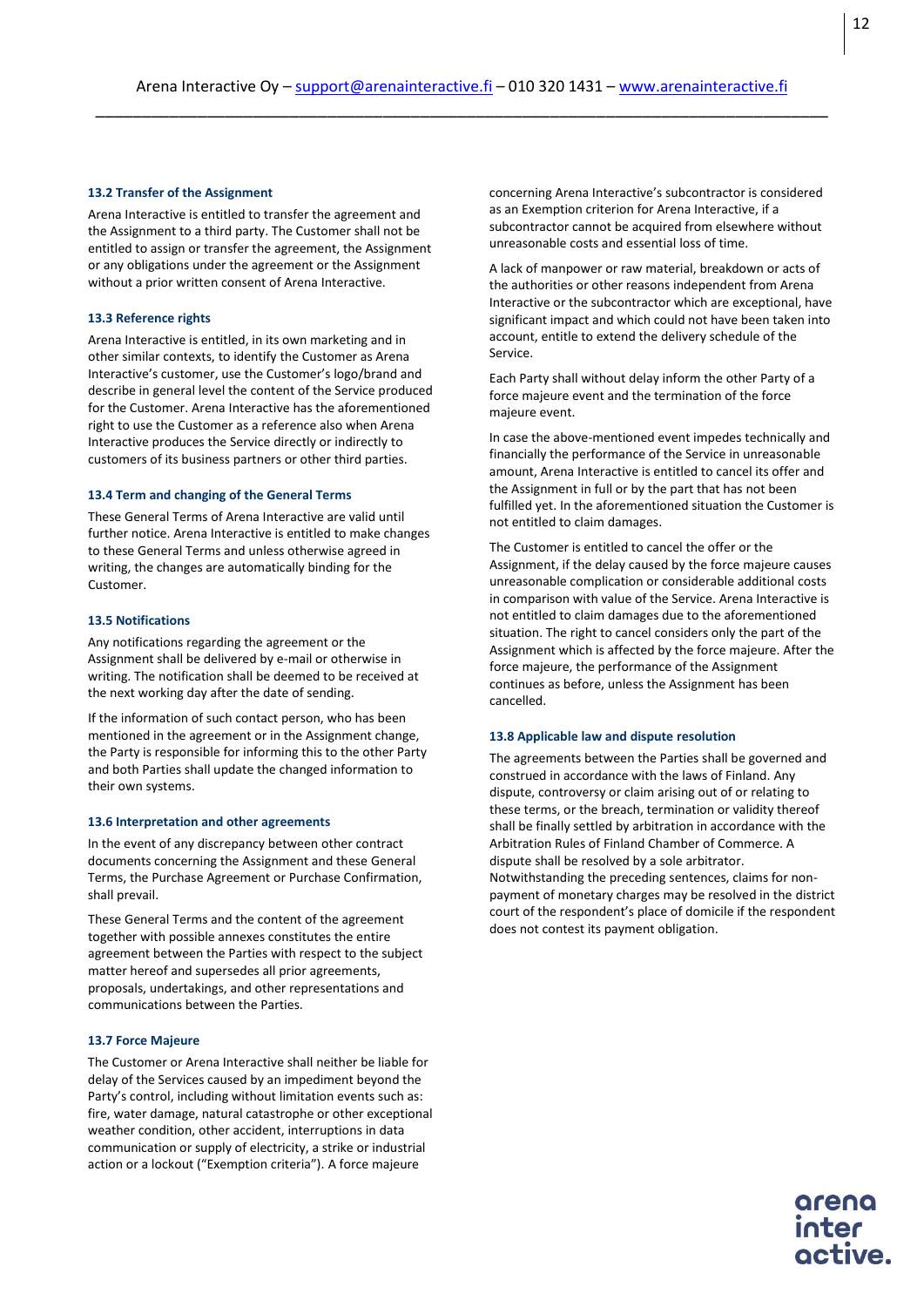### 13.2 Transfer of the Assignment

Arena Interactive is entitled to transfer the agreement and the Assignment to a third party. The Customer shall not be entitled to assign or transfer the agreement, the Assignment or any obligations under the agreement or the Assignment without a prior written consent of Arena Interactive.

### 13.3 Reference rights

Arena Interactive is entitled, in its own marketing and in other similar contexts, to identify the Customer as Arena Interactive's customer, use the Customer's logo/brand and describe in general level the content of the Service produced for the Customer. Arena Interactive has the aforementioned right to use the Customer as a reference also when Arena Interactive produces the Service directly or indirectly to customers of its business partners or other third parties.

### 13.4 Term and changing of the General Terms

These General Terms of Arena Interactive are valid until further notice. Arena Interactive is entitled to make changes to these General Terms and unless otherwise agreed in writing, the changes are automatically binding for the Customer.

### 13.5 Notifications

Any notifications regarding the agreement or the Assignment shall be delivered by e-mail or otherwise in writing. The notification shall be deemed to be received at the next working day after the date of sending.

If the information of such contact person, who has been mentioned in the agreement or in the Assignment change, the Party is responsible for informing this to the other Party and both Parties shall update the changed information to their own systems.

### 13.6 Interpretation and other agreements

In the event of any discrepancy between other contract documents concerning the Assignment and these General Terms, the Purchase Agreement or Purchase Confirmation, shall prevail.

These General Terms and the content of the agreement together with possible annexes constitutes the entire agreement between the Parties with respect to the subject matter hereof and supersedes all prior agreements, proposals, undertakings, and other representations and communications between the Parties.

### 13.7 Force Majeure

The Customer or Arena Interactive shall neither be liable for delay of the Services caused by an impediment beyond the Party's control, including without limitation events such as: fire, water damage, natural catastrophe or other exceptional weather condition, other accident, interruptions in data communication or supply of electricity, a strike or industrial action or a lockout ("Exemption criteria"). A force majeure concerning Arena Interactive's subcontractor is considered as an Exemption criterion for Arena Interactive, if a subcontractor cannot be acquired from elsewhere without unreasonable costs and essential loss of time.

A lack of manpower or raw material, breakdown or acts of the authorities or other reasons independent from Arena Interactive or the subcontractor which are exceptional, have significant impact and which could not have been taken into account, entitle to extend the delivery schedule of the Service.

Each Party shall without delay inform the other Party of a force majeure event and the termination of the force majeure event.

In case the above-mentioned event impedes technically and financially the performance of the Service in unreasonable amount, Arena Interactive is entitled to cancel its offer and the Assignment in full or by the part that has not been fulfilled yet. In the aforementioned situation the Customer is not entitled to claim damages.

The Customer is entitled to cancel the offer or the Assignment, if the delay caused by the force majeure causes unreasonable complication or considerable additional costs in comparison with value of the Service. Arena Interactive is not entitled to claim damages due to the aforementioned situation. The right to cancel considers only the part of the Assignment which is affected by the force majeure. After the force majeure, the performance of the Assignment continues as before, unless the Assignment has been cancelled.

### 13.8 Applicable law and dispute resolution

The agreements between the Parties shall be governed and construed in accordance with the laws of Finland. Any dispute, controversy or claim arising out of or relating to these terms, or the breach, termination or validity thereof shall be finally settled by arbitration in accordance with the Arbitration Rules of Finland Chamber of Commerce. A dispute shall be resolved by a sole arbitrator. Notwithstanding the preceding sentences, claims for non-payment of monetary charges may be resolved in the district court of the respondent's place of domicile if the respondent does not contest its payment obligation.